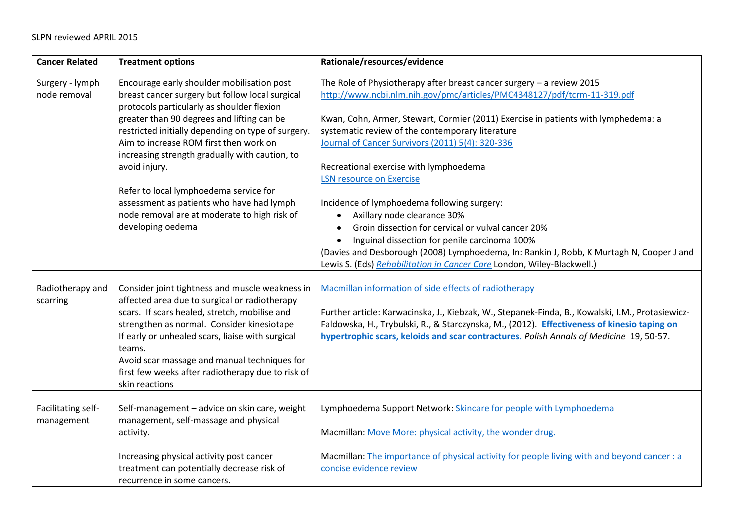SLPN reviewed APRIL 2015

| Cancer Related | Treatment options | Rationale/resources/evidence |
|---|---|---|
| Surgery - lymph node removal | Encourage early shoulder mobilisation post breast cancer surgery but follow local surgical protocols particularly as shoulder flexion greater than 90 degrees and lifting can be restricted initially depending on type of surgery. Aim to increase ROM first then work on increasing strength gradually with caution, to avoid injury.<br><br>Refer to local lymphoedema service for assessment as patients who have had lymph node removal are at moderate to high risk of developing oedema | The Role of Physiotherapy after breast cancer surgery – a review 2015<br>http://www.ncbi.nlm.nih.gov/pmc/articles/PMC4348127/pdf/tcrm-11-319.pdf<br><br>Kwan, Cohn, Armer, Stewart, Cormier (2011) Exercise in patients with lymphedema: a systematic review of the contemporary literature<br>Journal of Cancer Survivors (2011) 5(4): 320-336<br><br>Recreational exercise with lymphoedema<br>LSN resource on Exercise<br><br>Incidence of lymphoedema following surgery:<br>• Axillary node clearance 30%<br>• Groin dissection for cervical or vulval cancer 20%<br>• Inguinal dissection for penile carcinoma 100%<br>(Davies and Desborough (2008) Lymphoedema, In: Rankin J, Robb, K Murtagh N, Cooper J and Lewis S. (Eds) *Rehabilitation in Cancer Care* London, Wiley-Blackwell.) |
| Radiotherapy and scarring | Consider joint tightness and muscle weakness in affected area due to surgical or radiotherapy scars. If scars healed, stretch, mobilise and strengthen as normal. Consider kinesiotape<br>If early or unhealed scars, liaise with surgical teams.<br>Avoid scar massage and manual techniques for first few weeks after radiotherapy due to risk of skin reactions | Macmillan information of side effects of radiotherapy<br><br>Further article: Karwacinska, J., Kiebzak, W., Stepanek-Finda, B., Kowalski, I.M., Protasiewicz-Faldowska, H., Trybulski, R., & Starczynska, M., (2012). **Effectiveness of kinesio taping on hypertrophic scars, keloids and scar contractures.** *Polish Annals of Medicine* 19, 50-57. |
| Facilitating self-management | Self-management – advice on skin care, weight management, self-massage and physical activity.<br><br>Increasing physical activity post cancer treatment can potentially decrease risk of recurrence in some cancers. | Lymphoedema Support Network: Skincare for people with Lymphoedema<br><br>Macmillan: Move More: physical activity, the wonder drug.<br><br>Macmillan: The importance of physical activity for people living with and beyond cancer : a concise evidence review |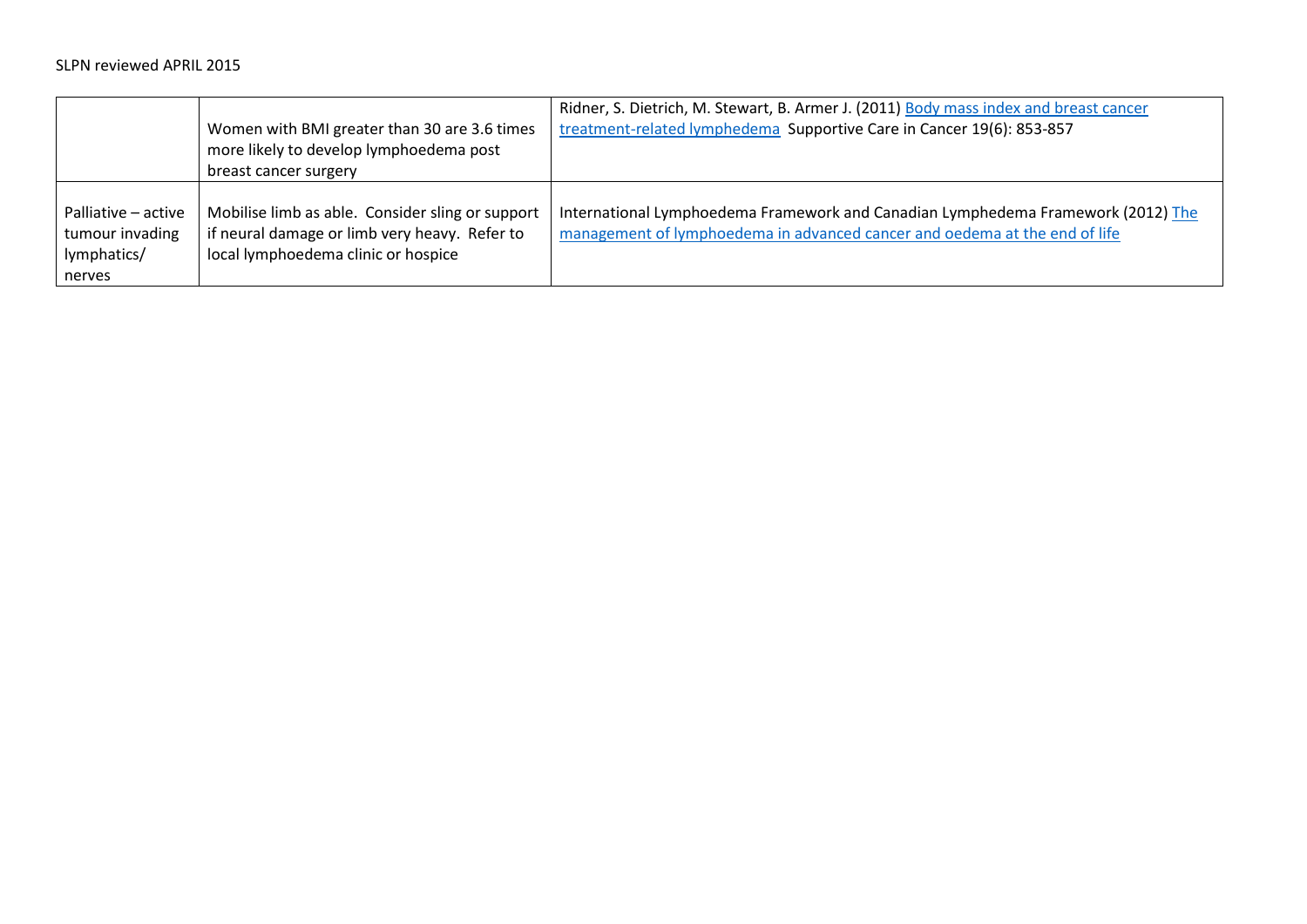| | | |
|---|---|---|
| | Women with BMI greater than 30 are 3.6 times more likely to develop lymphoedema post breast cancer surgery | Ridner, S. Dietrich, M. Stewart, B. Armer J. (2011) Body mass index and breast cancer treatment-related lymphedema Supportive Care in Cancer 19(6): 853-857 |
| Palliative – active tumour invading lymphatics/ nerves | Mobilise limb as able. Consider sling or support if neural damage or limb very heavy. Refer to local lymphoedema clinic or hospice | International Lymphoedema Framework and Canadian Lymphedema Framework (2012) The management of lymphoedema in advanced cancer and oedema at the end of life |